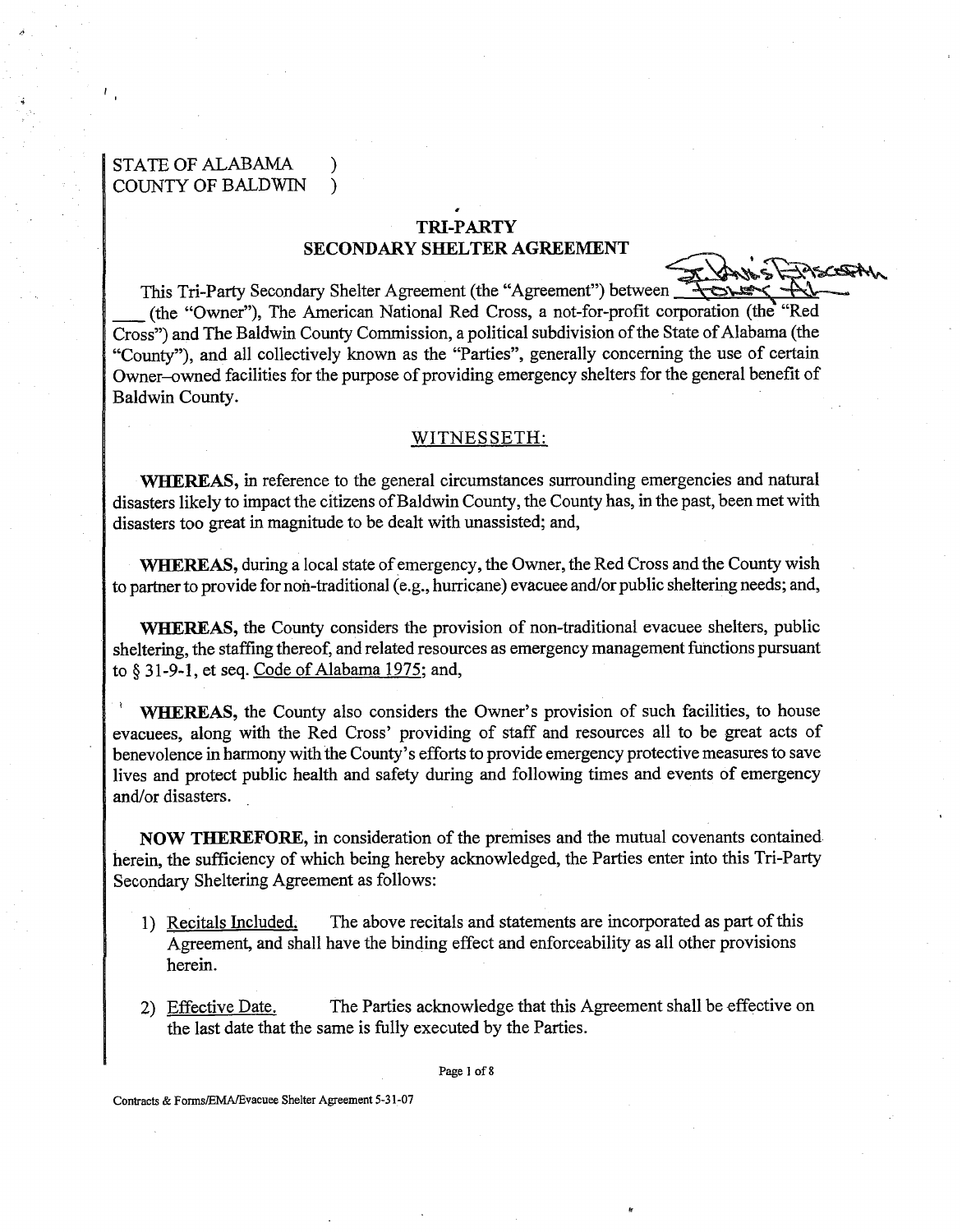STATE OF ALABAMA )
COUNTY OF BALDWIN )

## TRI-PARTY SECONDARY SHELTER AGREEMENT

This Tri-Party Secondary Shelter Agreement (the "Agreement") between St. Paul's Episcopal Church, Town, AL (the "Owner"), The American National Red Cross, a not-for-profit corporation (the "Red Cross") and The Baldwin County Commission, a political subdivision of the State of Alabama (the "County"), and all collectively known as the "Parties", generally concerning the use of certain Owner–owned facilities for the purpose of providing emergency shelters for the general benefit of Baldwin County.

### WITNESSETH:

**WHEREAS,** in reference to the general circumstances surrounding emergencies and natural disasters likely to impact the citizens of Baldwin County, the County has, in the past, been met with disasters too great in magnitude to be dealt with unassisted; and,

**WHEREAS,** during a local state of emergency, the Owner, the Red Cross and the County wish to partner to provide for non-traditional (e.g., hurricane) evacuee and/or public sheltering needs; and,

**WHEREAS,** the County considers the provision of non-traditional evacuee shelters, public sheltering, the staffing thereof, and related resources as emergency management functions pursuant to § 31-9-1, et seq. Code of Alabama 1975; and,

**WHEREAS,** the County also considers the Owner's provision of such facilities, to house evacuees, along with the Red Cross' providing of staff and resources all to be great acts of benevolence in harmony with the County's efforts to provide emergency protective measures to save lives and protect public health and safety during and following times and events of emergency and/or disasters.

**NOW THEREFORE,** in consideration of the premises and the mutual covenants contained herein, the sufficiency of which being hereby acknowledged, the Parties enter into this Tri-Party Secondary Sheltering Agreement as follows:

1) Recitals Included. The above recitals and statements are incorporated as part of this Agreement, and shall have the binding effect and enforceability as all other provisions herein.

2) Effective Date. The Parties acknowledge that this Agreement shall be effective on the last date that the same is fully executed by the Parties.

Contracts & Forms/EMA/Evacuee Shelter Agreement 5-31-07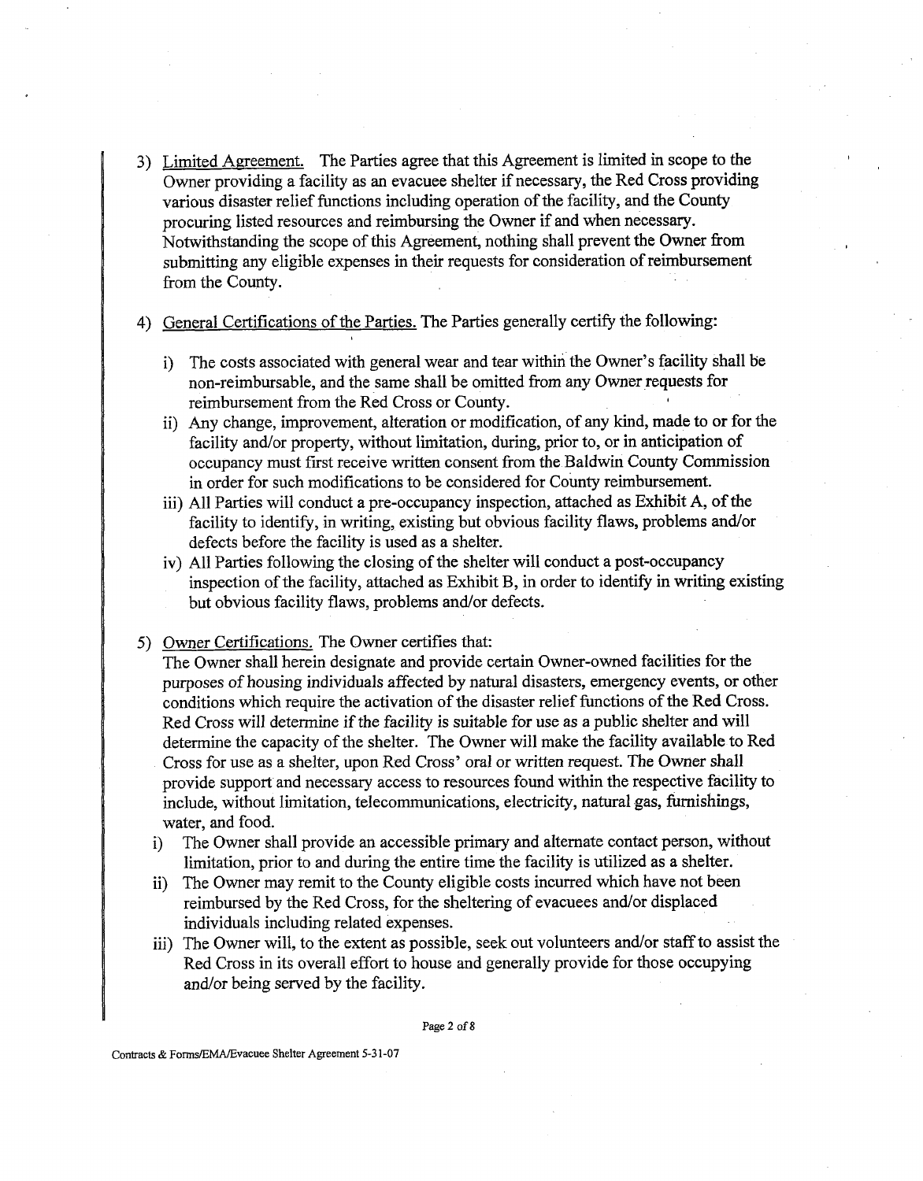3) Limited Agreement. The Parties agree that this Agreement is limited in scope to the Owner providing a facility as an evacuee shelter if necessary, the Red Cross providing various disaster relief functions including operation of the facility, and the County procuring listed resources and reimbursing the Owner if and when necessary. Notwithstanding the scope of this Agreement, nothing shall prevent the Owner from submitting any eligible expenses in their requests for consideration of reimbursement from the County.

4) General Certifications of the Parties. The Parties generally certify the following:

   i) The costs associated with general wear and tear within the Owner's facility shall be non-reimbursable, and the same shall be omitted from any Owner requests for reimbursement from the Red Cross or County.
   ii) Any change, improvement, alteration or modification, of any kind, made to or for the facility and/or property, without limitation, during, prior to, or in anticipation of occupancy must first receive written consent from the Baldwin County Commission in order for such modifications to be considered for County reimbursement.
   iii) All Parties will conduct a pre-occupancy inspection, attached as Exhibit A, of the facility to identify, in writing, existing but obvious facility flaws, problems and/or defects before the facility is used as a shelter.
   iv) All Parties following the closing of the shelter will conduct a post-occupancy inspection of the facility, attached as Exhibit B, in order to identify in writing existing but obvious facility flaws, problems and/or defects.

5) Owner Certifications. The Owner certifies that:
   The Owner shall herein designate and provide certain Owner-owned facilities for the purposes of housing individuals affected by natural disasters, emergency events, or other conditions which require the activation of the disaster relief functions of the Red Cross. Red Cross will determine if the facility is suitable for use as a public shelter and will determine the capacity of the shelter. The Owner will make the facility available to Red Cross for use as a shelter, upon Red Cross' oral or written request. The Owner shall provide support and necessary access to resources found within the respective facility to include, without limitation, telecommunications, electricity, natural gas, furnishings, water, and food.
   i) The Owner shall provide an accessible primary and alternate contact person, without limitation, prior to and during the entire time the facility is utilized as a shelter.
   ii) The Owner may remit to the County eligible costs incurred which have not been reimbursed by the Red Cross, for the sheltering of evacuees and/or displaced individuals including related expenses.
   iii) The Owner will, to the extent as possible, seek out volunteers and/or staff to assist the Red Cross in its overall effort to house and generally provide for those occupying and/or being served by the facility.

Contracts & Forms/EMA/Evacuee Shelter Agreement 5-31-07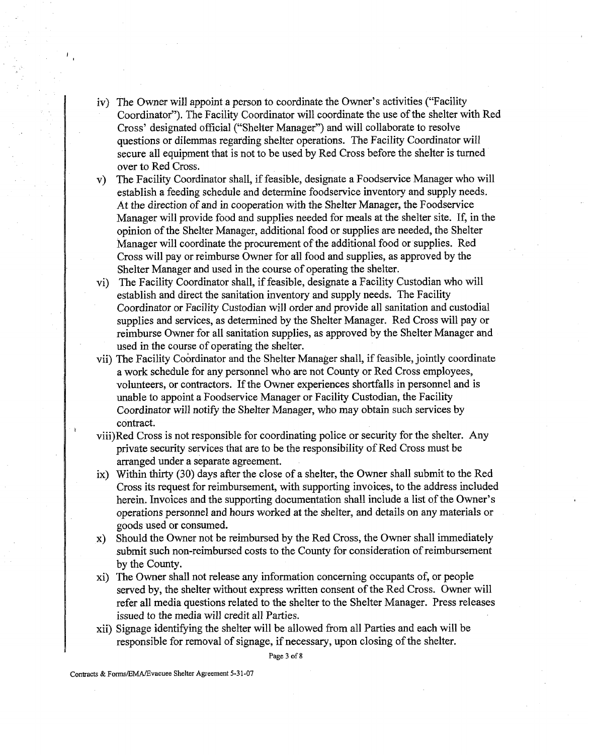iv) The Owner will appoint a person to coordinate the Owner's activities ("Facility Coordinator"). The Facility Coordinator will coordinate the use of the shelter with Red Cross' designated official ("Shelter Manager") and will collaborate to resolve questions or dilemmas regarding shelter operations. The Facility Coordinator will secure all equipment that is not to be used by Red Cross before the shelter is turned over to Red Cross.

v) The Facility Coordinator shall, if feasible, designate a Foodservice Manager who will establish a feeding schedule and determine foodservice inventory and supply needs. At the direction of and in cooperation with the Shelter Manager, the Foodservice Manager will provide food and supplies needed for meals at the shelter site. If, in the opinion of the Shelter Manager, additional food or supplies are needed, the Shelter Manager will coordinate the procurement of the additional food or supplies. Red Cross will pay or reimburse Owner for all food and supplies, as approved by the Shelter Manager and used in the course of operating the shelter.

vi) The Facility Coordinator shall, if feasible, designate a Facility Custodian who will establish and direct the sanitation inventory and supply needs. The Facility Coordinator or Facility Custodian will order and provide all sanitation and custodial supplies and services, as determined by the Shelter Manager. Red Cross will pay or reimburse Owner for all sanitation supplies, as approved by the Shelter Manager and used in the course of operating the shelter.

vii) The Facility Coordinator and the Shelter Manager shall, if feasible, jointly coordinate a work schedule for any personnel who are not County or Red Cross employees, volunteers, or contractors. If the Owner experiences shortfalls in personnel and is unable to appoint a Foodservice Manager or Facility Custodian, the Facility Coordinator will notify the Shelter Manager, who may obtain such services by contract.

viii) Red Cross is not responsible for coordinating police or security for the shelter. Any private security services that are to be the responsibility of Red Cross must be arranged under a separate agreement.

ix) Within thirty (30) days after the close of a shelter, the Owner shall submit to the Red Cross its request for reimbursement, with supporting invoices, to the address included herein. Invoices and the supporting documentation shall include a list of the Owner's operations personnel and hours worked at the shelter, and details on any materials or goods used or consumed.

x) Should the Owner not be reimbursed by the Red Cross, the Owner shall immediately submit such non-reimbursed costs to the County for consideration of reimbursement by the County.

xi) The Owner shall not release any information concerning occupants of, or people served by, the shelter without express written consent of the Red Cross. Owner will refer all media questions related to the shelter to the Shelter Manager. Press releases issued to the media will credit all Parties.

xii) Signage identifying the shelter will be allowed from all Parties and each will be responsible for removal of signage, if necessary, upon closing of the shelter.

Contracts & Forms/EMA/Evacuee Shelter Agreement 5-31-07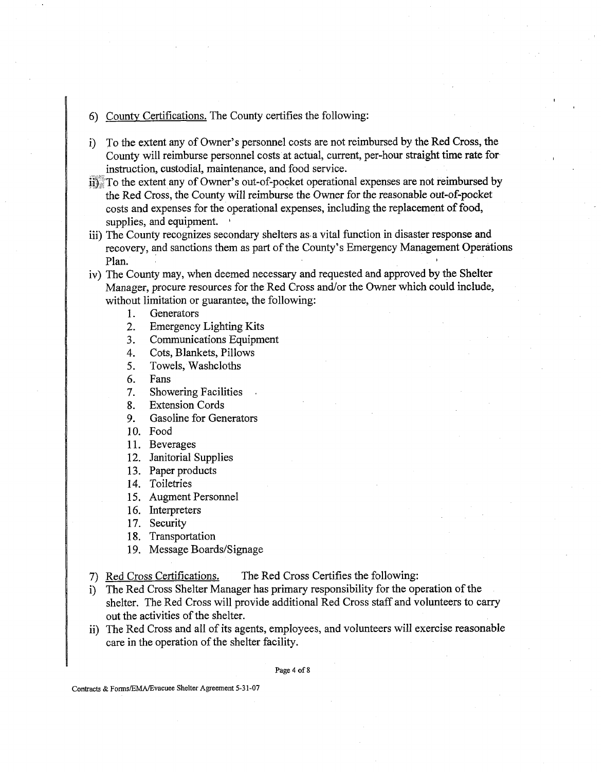6) <u>County Certifications.</u> The County certifies the following:

i) To the extent any of Owner's personnel costs are not reimbursed by the Red Cross, the County will reimburse personnel costs at actual, current, per-hour straight time rate for instruction, custodial, maintenance, and food service.

ii) To the extent any of Owner's out-of-pocket operational expenses are not reimbursed by the Red Cross, the County will reimburse the Owner for the reasonable out-of-pocket costs and expenses for the operational expenses, including the replacement of food, supplies, and equipment.

iii) The County recognizes secondary shelters as a vital function in disaster response and recovery, and sanctions them as part of the County's Emergency Management Operations Plan.

iv) The County may, when deemed necessary and requested and approved by the Shelter Manager, procure resources for the Red Cross and/or the Owner which could include, without limitation or guarantee, the following:

    1. Generators
    2. Emergency Lighting Kits
    3. Communications Equipment
    4. Cots, Blankets, Pillows
    5. Towels, Washcloths
    6. Fans
    7. Showering Facilities
    8. Extension Cords
    9. Gasoline for Generators
    10. Food
    11. Beverages
    12. Janitorial Supplies
    13. Paper products
    14. Toiletries
    15. Augment Personnel
    16. Interpreters
    17. Security
    18. Transportation
    19. Message Boards/Signage

7) <u>Red Cross Certifications.</u> The Red Cross Certifies the following:

i) The Red Cross Shelter Manager has primary responsibility for the operation of the shelter. The Red Cross will provide additional Red Cross staff and volunteers to carry out the activities of the shelter.

ii) The Red Cross and all of its agents, employees, and volunteers will exercise reasonable care in the operation of the shelter facility.

Contracts & Forms/EMA/Evacuee Shelter Agreement 5-31-07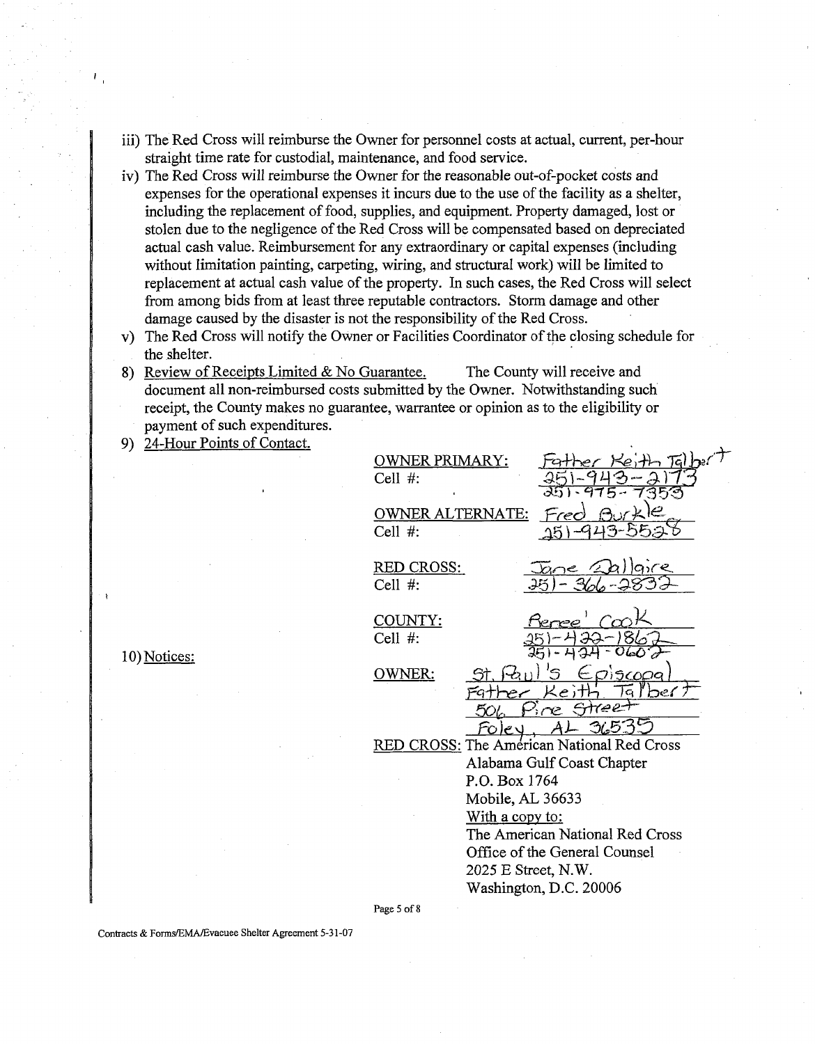iii) The Red Cross will reimburse the Owner for personnel costs at actual, current, per-hour straight time rate for custodial, maintenance, and food service.

iv) The Red Cross will reimburse the Owner for the reasonable out-of-pocket costs and expenses for the operational expenses it incurs due to the use of the facility as a shelter, including the replacement of food, supplies, and equipment. Property damaged, lost or stolen due to the negligence of the Red Cross will be compensated based on depreciated actual cash value. Reimbursement for any extraordinary or capital expenses (including without limitation painting, carpeting, wiring, and structural work) will be limited to replacement at actual cash value of the property. In such cases, the Red Cross will select from among bids from at least three reputable contractors. Storm damage and other damage caused by the disaster is not the responsibility of the Red Cross.

v) The Red Cross will notify the Owner or Facilities Coordinator of the closing schedule for the shelter.

8) Review of Receipts Limited & No Guarantee. The County will receive and document all non-reimbursed costs submitted by the Owner. Notwithstanding such receipt, the County makes no guarantee, warrantee or opinion as to the eligibility or payment of such expenditures.

9) 24-Hour Points of Contact.

OWNER PRIMARY: Father Keith Talbert
Cell #: 251-943-2173
251-975-7353

OWNER ALTERNATE: Fred Burkle
Cell #: 251-943-5528

RED CROSS: Jane Dallaire
Cell #: 251-366-2832

COUNTY: Beree' Cook
Cell #: 251-422-1862
251-424-0602

10) Notices:

OWNER: St. Paul's Episcopal
Father Keith Talbert
506 Pine Street
Foley, AL 36535

RED CROSS: The American National Red Cross
Alabama Gulf Coast Chapter
P.O. Box 1764
Mobile, AL 36633
With a copy to:
The American National Red Cross
Office of the General Counsel
2025 E Street, N.W.
Washington, D.C. 20006

Contracts & Forms/EMA/Evacuee Shelter Agreement 5-31-07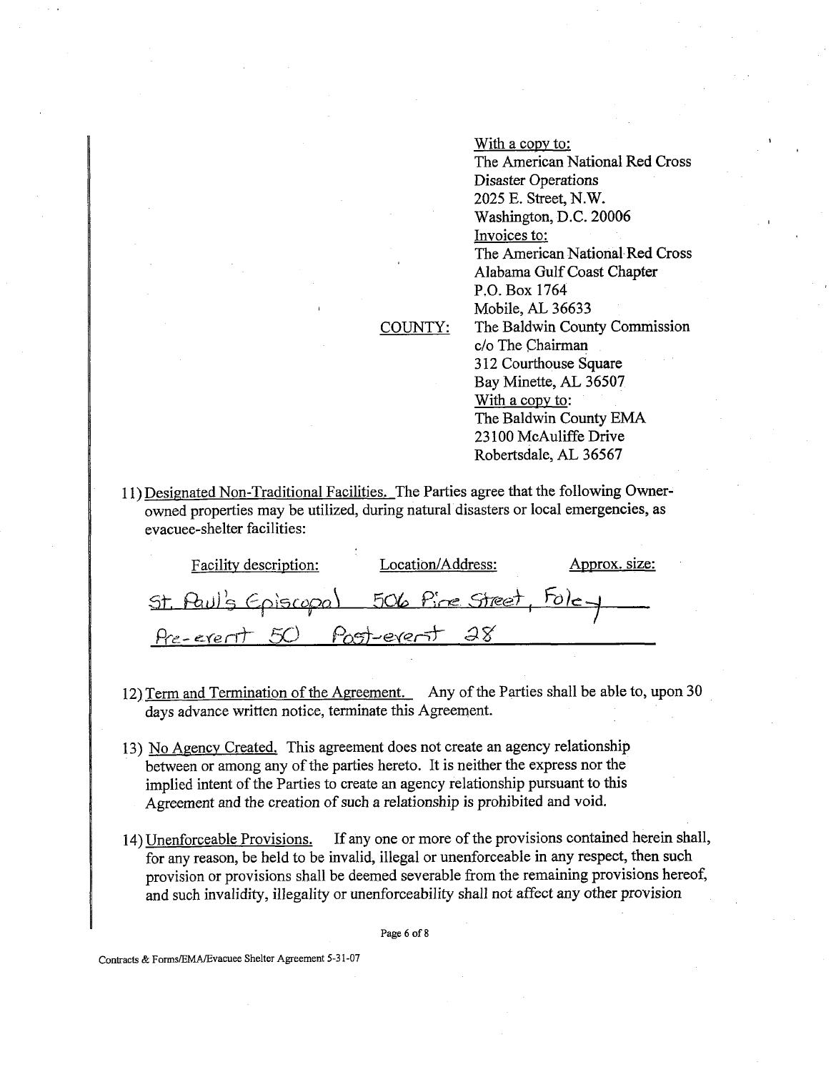With a copy to:
The American National Red Cross
Disaster Operations
2025 E. Street, N.W.
Washington, D.C. 20006

Invoices to:
The American National Red Cross
Alabama Gulf Coast Chapter
P.O. Box 1764
Mobile, AL 36633

COUNTY: The Baldwin County Commission
c/o The Chairman
312 Courthouse Square
Bay Minette, AL 36507

With a copy to:
The Baldwin County EMA
23100 McAuliffe Drive
Robertsdale, AL 36567

11) Designated Non-Traditional Facilities. The Parties agree that the following Owner-owned properties may be utilized, during natural disasters or local emergencies, as evacuee-shelter facilities:

| Facility description: | Location/Address: | Approx. size: |
|---|---|---|
| St. Paul's Episcopal | 506 Pine Street, Foley | |
| Pre-event 50 | Post-event 28 | |

12) Term and Termination of the Agreement. Any of the Parties shall be able to, upon 30 days advance written notice, terminate this Agreement.

13) No Agency Created. This agreement does not create an agency relationship between or among any of the parties hereto. It is neither the express nor the implied intent of the Parties to create an agency relationship pursuant to this Agreement and the creation of such a relationship is prohibited and void.

14) Unenforceable Provisions. If any one or more of the provisions contained herein shall, for any reason, be held to be invalid, illegal or unenforceable in any respect, then such provision or provisions shall be deemed severable from the remaining provisions hereof, and such invalidity, illegality or unenforceability shall not affect any other provision

Contracts & Forms/EMA/Evacuee Shelter Agreement 5-31-07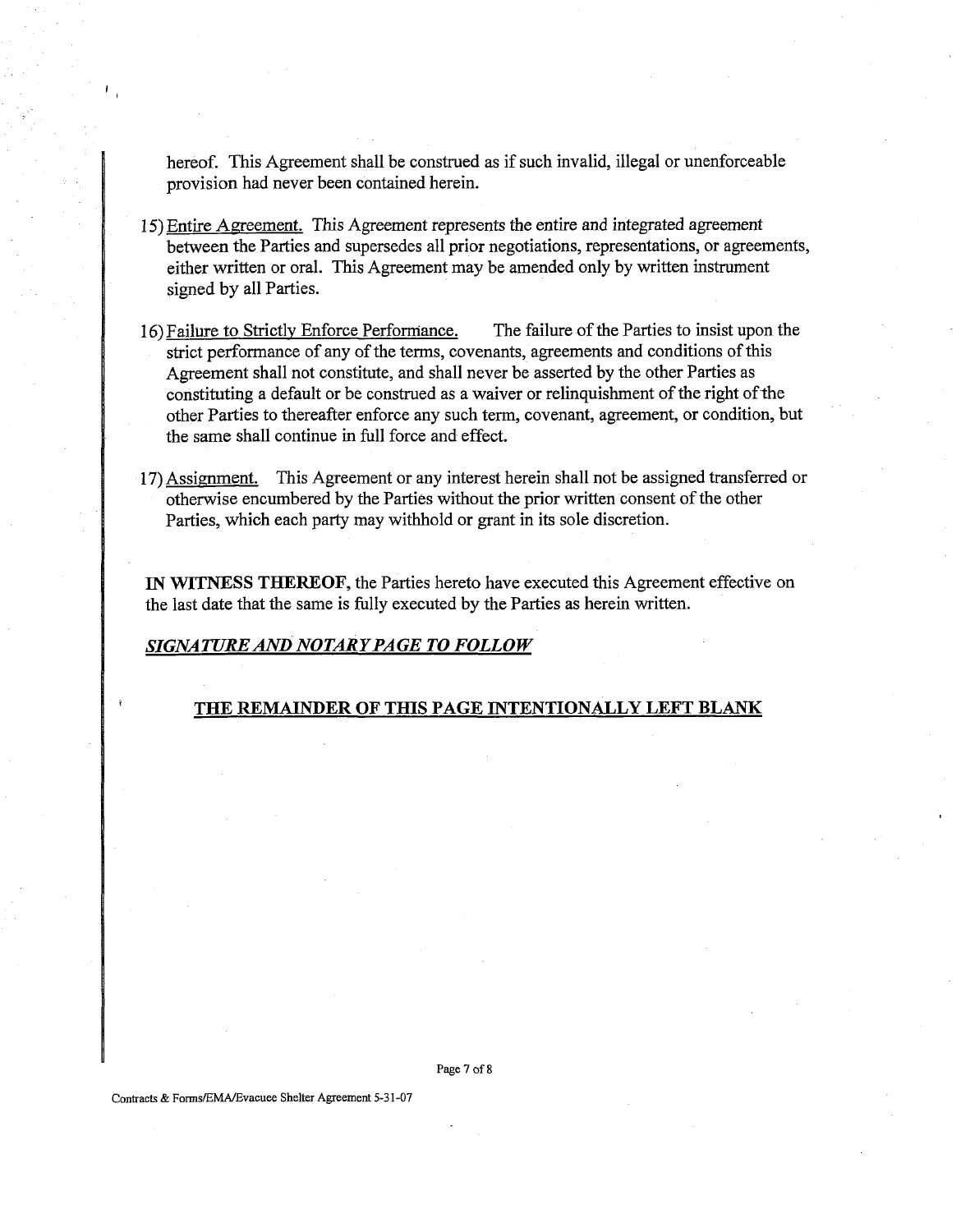hereof. This Agreement shall be construed as if such invalid, illegal or unenforceable provision had never been contained herein.

15) Entire Agreement. This Agreement represents the entire and integrated agreement between the Parties and supersedes all prior negotiations, representations, or agreements, either written or oral. This Agreement may be amended only by written instrument signed by all Parties.

16) Failure to Strictly Enforce Performance. The failure of the Parties to insist upon the strict performance of any of the terms, covenants, agreements and conditions of this Agreement shall not constitute, and shall never be asserted by the other Parties as constituting a default or be construed as a waiver or relinquishment of the right of the other Parties to thereafter enforce any such term, covenant, agreement, or condition, but the same shall continue in full force and effect.

17) Assignment. This Agreement or any interest herein shall not be assigned transferred or otherwise encumbered by the Parties without the prior written consent of the other Parties, which each party may withhold or grant in its sole discretion.

**IN WITNESS THEREOF,** the Parties hereto have executed this Agreement effective on the last date that the same is fully executed by the Parties as herein written.

***SIGNATURE AND NOTARY PAGE TO FOLLOW***

**THE REMAINDER OF THIS PAGE INTENTIONALLY LEFT BLANK**

Contracts & Forms/EMA/Evacuee Shelter Agreement 5-31-07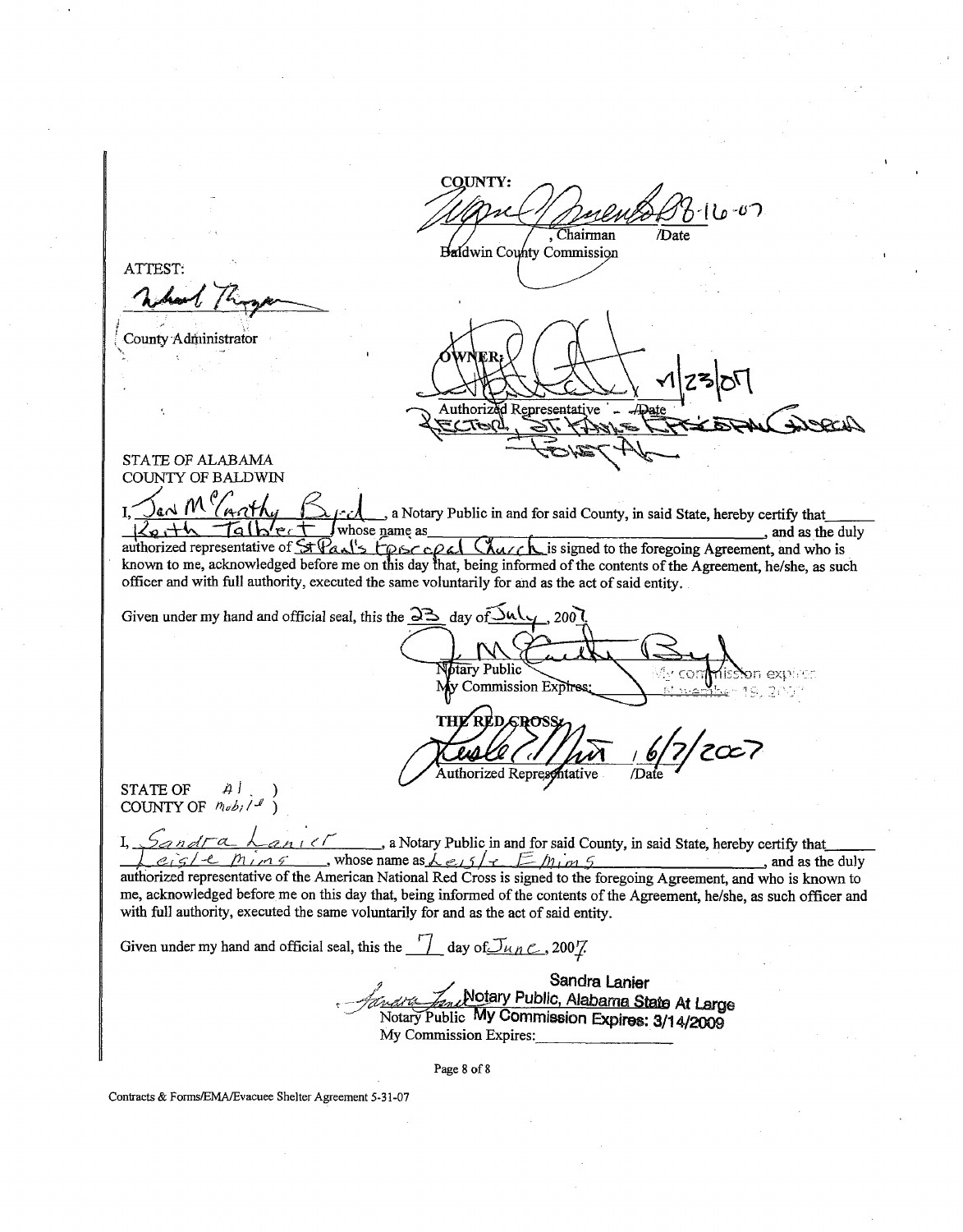**COUNTY:**

[signature] 8-16-07

, Chairman /Date

Baldwin County Commission

ATTEST:

[signature]

County Administrator

**OWNER:**

[signature] 7/23/07

Authorized Representative /Date

RECTOR, ST. PAUL'S EPISCOPAL CHURCH FOLEY AL

STATE OF ALABAMA
COUNTY OF BALDWIN

I, Jen McCarthy Byrd, a Notary Public in and for said County, in said State, hereby certify that Keith Talbert whose name as ______________________, and as the duly authorized representative of St Paul's Episcopal Church is signed to the foregoing Agreement, and who is known to me, acknowledged before me on this day that, being informed of the contents of the Agreement, he/she, as such officer and with full authority, executed the same voluntarily for and as the act of said entity.

Given under my hand and official seal, this the 23 day of July, 2007.

[signature]
Notary Public
My Commission Expires: My commission expires November 15, 2007

**THE RED CROSS:**

[signature] 6/7/2007

Authorized Representative /Date

STATE OF Al. )
COUNTY OF Mobile )

I, Sandra Lanier, a Notary Public in and for said County, in said State, hereby certify that Leisle Mims, whose name as Leisle E Mims, and as the duly authorized representative of the American National Red Cross is signed to the foregoing Agreement, and who is known to me, acknowledged before me on this day that, being informed of the contents of the Agreement, he/she, as such officer and with full authority, executed the same voluntarily for and as the act of said entity.

Given under my hand and official seal, this the 7 day of June, 2007.

Sandra Lanier
Notary Public, Alabama State At Large
My Commission Expires: 3/14/2009

Notary Public
My Commission Expires:

Contracts & Forms/EMA/Evacuee Shelter Agreement 5-31-07